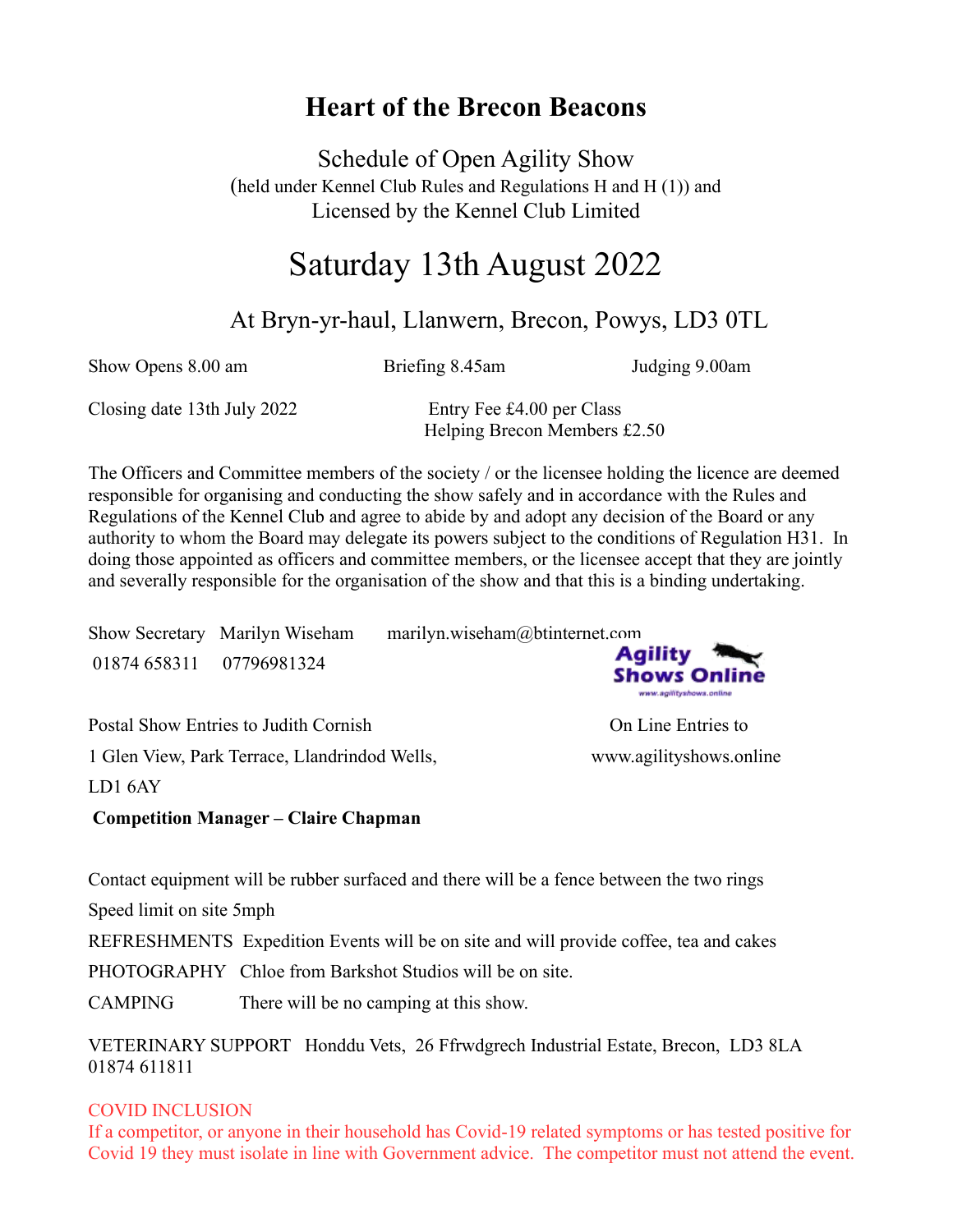# Heart of the Brecon Beacons

Schedule of Open Agility Show
(held under Kennel Club Rules and Regulations H and H (1)) and
Licensed by the Kennel Club Limited

## Saturday 13th August 2022

At Bryn-yr-haul, Llanwern, Brecon, Powys, LD3 0TL

Show Opens 8.00 am Briefing 8.45am Judging 9.00am

Closing date 13th July 2022 Entry Fee £4.00 per Class
Helping Brecon Members £2.50

The Officers and Committee members of the society / or the licensee holding the licence are deemed responsible for organising and conducting the show safely and in accordance with the Rules and Regulations of the Kennel Club and agree to abide by and adopt any decision of the Board or any authority to whom the Board may delegate its powers subject to the conditions of Regulation H31. In doing those appointed as officers and committee members, or the licensee accept that they are jointly and severally responsible for the organisation of the show and that this is a binding undertaking.

Show Secretary Marilyn Wiseham marilyn.wiseham@btinternet.com
01874 658311 07796981324

Agility Shows Online
www.agilityshows.online

Postal Show Entries to Judith Cornish
1 Glen View, Park Terrace, Llandrindod Wells,
LD1 6AY

On Line Entries to
www.agilityshows.online

**Competition Manager – Claire Chapman**

Contact equipment will be rubber surfaced and there will be a fence between the two rings

Speed limit on site 5mph

REFRESHMENTS Expedition Events will be on site and will provide coffee, tea and cakes

PHOTOGRAPHY Chloe from Barkshot Studios will be on site.

CAMPING There will be no camping at this show.

VETERINARY SUPPORT Honddu Vets, 26 Ffrwdgrech Industrial Estate, Brecon, LD3 8LA
01874 611811

COVID INCLUSION
If a competitor, or anyone in their household has Covid-19 related symptoms or has tested positive for Covid 19 they must isolate in line with Government advice. The competitor must not attend the event.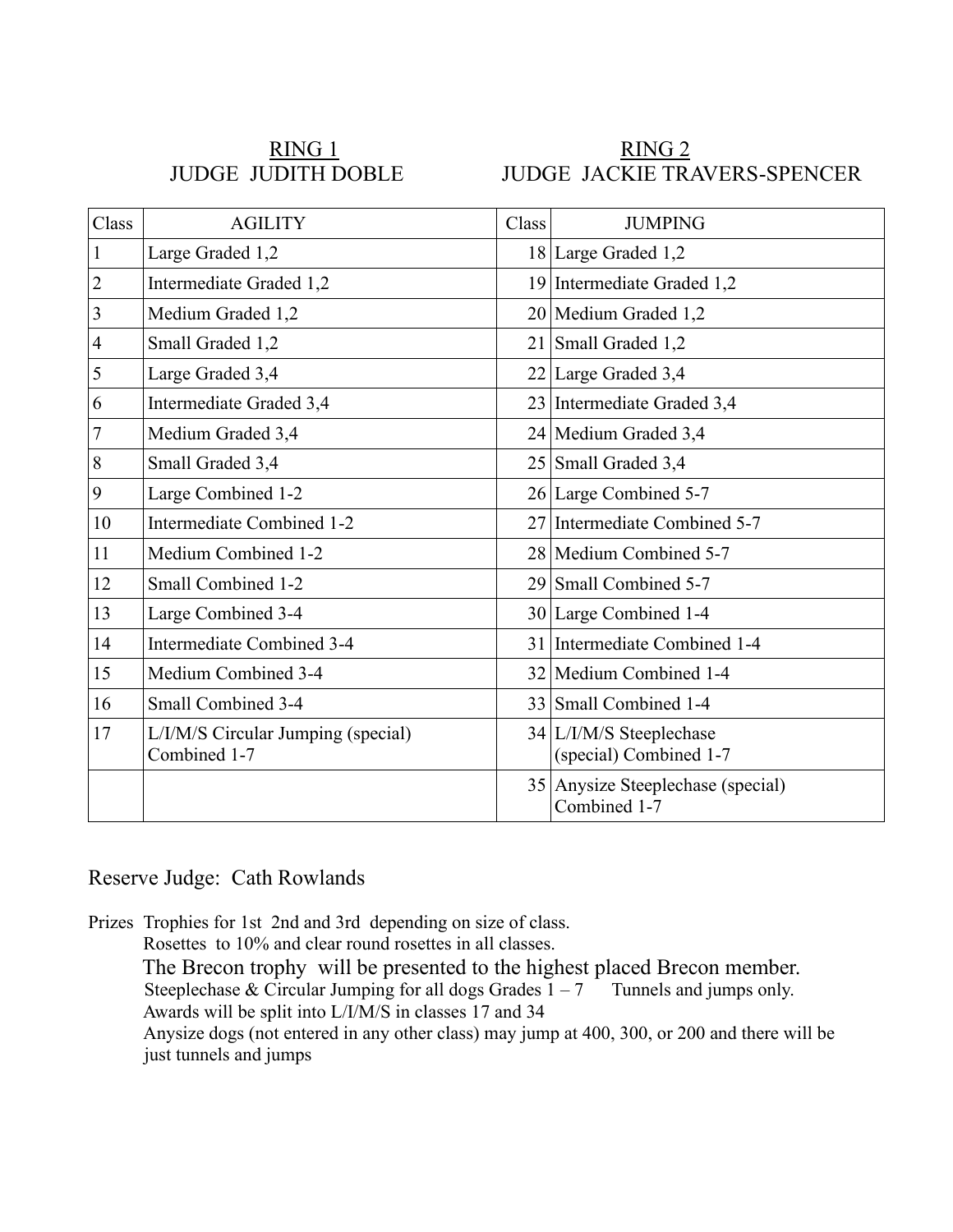| RING 1<br>JUDGE JUDITH DOBLE | | RING 2<br>JUDGE JACKIE TRAVERS-SPENCER | |
|---|---|---|---|
| Class | AGILITY | Class | JUMPING |
| 1 | Large Graded 1,2 | 18 | Large Graded 1,2 |
| 2 | Intermediate Graded 1,2 | 19 | Intermediate Graded 1,2 |
| 3 | Medium Graded 1,2 | 20 | Medium Graded 1,2 |
| 4 | Small Graded 1,2 | 21 | Small Graded 1,2 |
| 5 | Large Graded 3,4 | 22 | Large Graded 3,4 |
| 6 | Intermediate Graded 3,4 | 23 | Intermediate Graded 3,4 |
| 7 | Medium Graded 3,4 | 24 | Medium Graded 3,4 |
| 8 | Small Graded 3,4 | 25 | Small Graded 3,4 |
| 9 | Large Combined 1-2 | 26 | Large Combined 5-7 |
| 10 | Intermediate Combined 1-2 | 27 | Intermediate Combined 5-7 |
| 11 | Medium Combined 1-2 | 28 | Medium Combined 5-7 |
| 12 | Small Combined 1-2 | 29 | Small Combined 5-7 |
| 13 | Large Combined 3-4 | 30 | Large Combined 1-4 |
| 14 | Intermediate Combined 3-4 | 31 | Intermediate Combined 1-4 |
| 15 | Medium Combined 3-4 | 32 | Medium Combined 1-4 |
| 16 | Small Combined 3-4 | 33 | Small Combined 1-4 |
| 17 | L/I/M/S Circular Jumping (special) Combined 1-7 | 34 | L/I/M/S Steeplechase (special) Combined 1-7 |
| | | 35 | Anysize Steeplechase (special) Combined 1-7 |

Reserve Judge: Cath Rowlands

Prizes Trophies for 1st 2nd and 3rd depending on size of class.
Rosettes to 10% and clear round rosettes in all classes.
The Brecon trophy will be presented to the highest placed Brecon member.
Steeplechase & Circular Jumping for all dogs Grades 1 – 7 Tunnels and jumps only.
Awards will be split into L/I/M/S in classes 17 and 34
Anysize dogs (not entered in any other class) may jump at 400, 300, or 200 and there will be just tunnels and jumps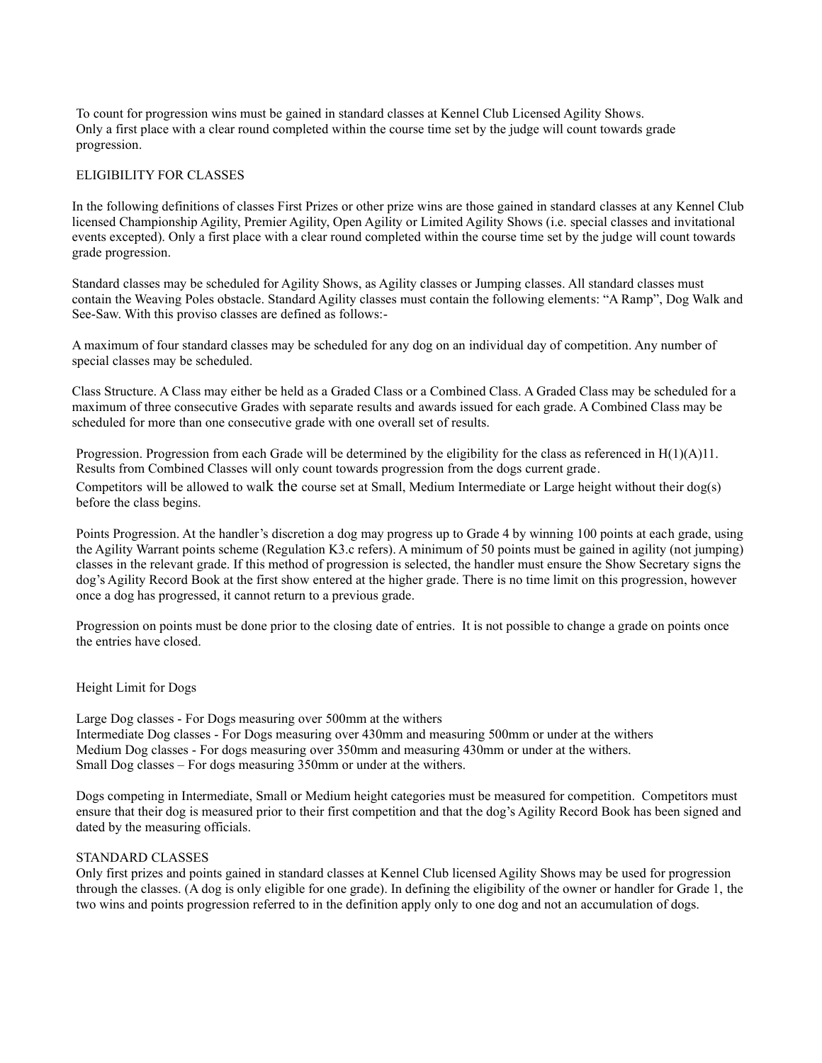To count for progression wins must be gained in standard classes at Kennel Club Licensed Agility Shows. Only a first place with a clear round completed within the course time set by the judge will count towards grade progression.

## ELIGIBILITY FOR CLASSES

In the following definitions of classes First Prizes or other prize wins are those gained in standard classes at any Kennel Club licensed Championship Agility, Premier Agility, Open Agility or Limited Agility Shows (i.e. special classes and invitational events excepted). Only a first place with a clear round completed within the course time set by the judge will count towards grade progression.

Standard classes may be scheduled for Agility Shows, as Agility classes or Jumping classes. All standard classes must contain the Weaving Poles obstacle. Standard Agility classes must contain the following elements: "A Ramp", Dog Walk and See-Saw. With this proviso classes are defined as follows:-

A maximum of four standard classes may be scheduled for any dog on an individual day of competition. Any number of special classes may be scheduled.

Class Structure. A Class may either be held as a Graded Class or a Combined Class. A Graded Class may be scheduled for a maximum of three consecutive Grades with separate results and awards issued for each grade. A Combined Class may be scheduled for more than one consecutive grade with one overall set of results.

Progression. Progression from each Grade will be determined by the eligibility for the class as referenced in H(1)(A)11. Results from Combined Classes will only count towards progression from the dogs current grade.
Competitors will be allowed to walk the course set at Small, Medium Intermediate or Large height without their dog(s) before the class begins.

Points Progression. At the handler's discretion a dog may progress up to Grade 4 by winning 100 points at each grade, using the Agility Warrant points scheme (Regulation K3.c refers). A minimum of 50 points must be gained in agility (not jumping) classes in the relevant grade. If this method of progression is selected, the handler must ensure the Show Secretary signs the dog's Agility Record Book at the first show entered at the higher grade. There is no time limit on this progression, however once a dog has progressed, it cannot return to a previous grade.

Progression on points must be done prior to the closing date of entries. It is not possible to change a grade on points once the entries have closed.

## Height Limit for Dogs

Large Dog classes - For Dogs measuring over 500mm at the withers
Intermediate Dog classes - For Dogs measuring over 430mm and measuring 500mm or under at the withers
Medium Dog classes - For dogs measuring over 350mm and measuring 430mm or under at the withers.
Small Dog classes – For dogs measuring 350mm or under at the withers.

Dogs competing in Intermediate, Small or Medium height categories must be measured for competition. Competitors must ensure that their dog is measured prior to their first competition and that the dog's Agility Record Book has been signed and dated by the measuring officials.

## STANDARD CLASSES

Only first prizes and points gained in standard classes at Kennel Club licensed Agility Shows may be used for progression through the classes. (A dog is only eligible for one grade). In defining the eligibility of the owner or handler for Grade 1, the two wins and points progression referred to in the definition apply only to one dog and not an accumulation of dogs.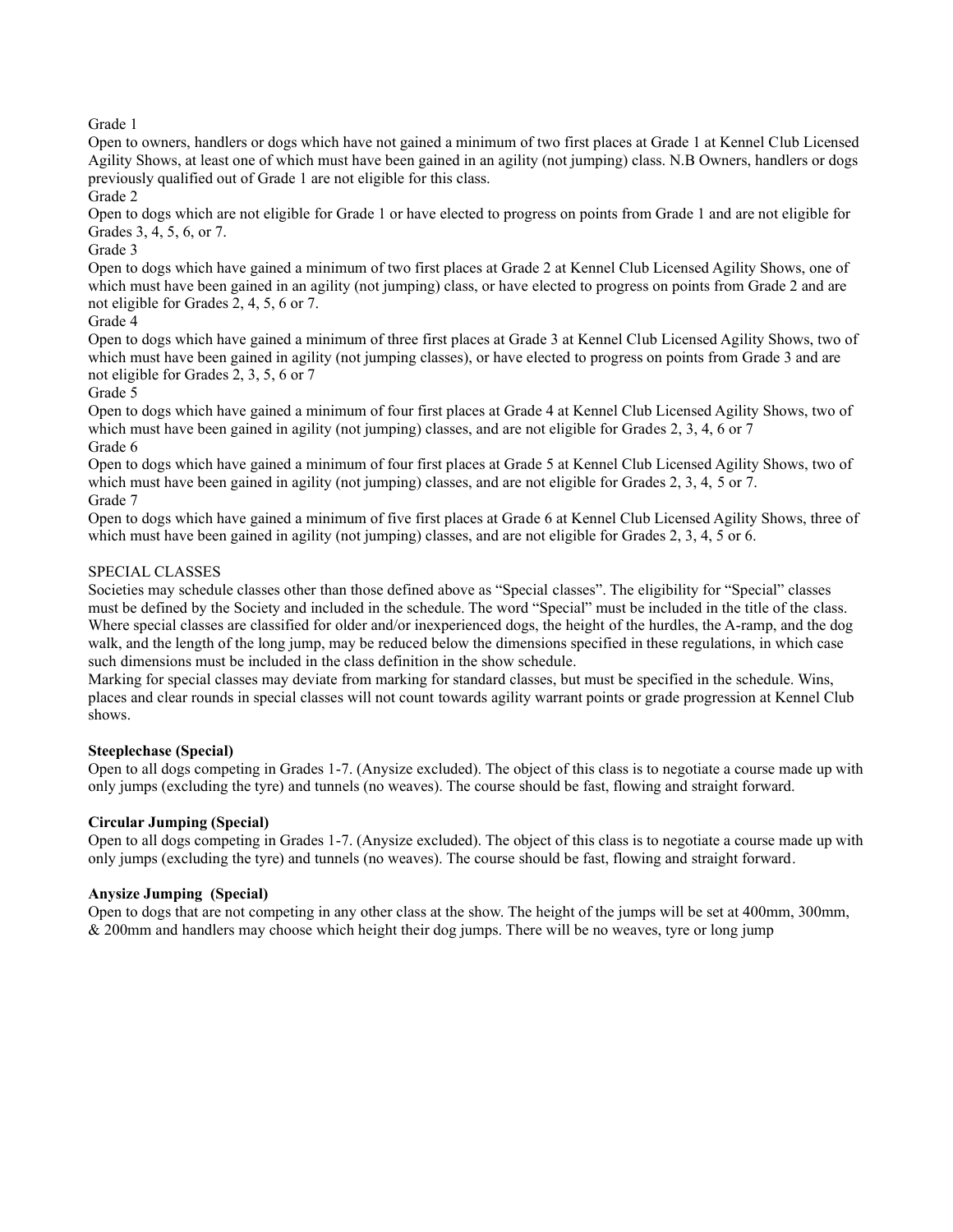Grade 1

Open to owners, handlers or dogs which have not gained a minimum of two first places at Grade 1 at Kennel Club Licensed Agility Shows, at least one of which must have been gained in an agility (not jumping) class. N.B Owners, handlers or dogs previously qualified out of Grade 1 are not eligible for this class.

Grade 2

Open to dogs which are not eligible for Grade 1 or have elected to progress on points from Grade 1 and are not eligible for Grades 3, 4, 5, 6, or 7.

Grade 3

Open to dogs which have gained a minimum of two first places at Grade 2 at Kennel Club Licensed Agility Shows, one of which must have been gained in an agility (not jumping) class, or have elected to progress on points from Grade 2 and are not eligible for Grades 2, 4, 5, 6 or 7.

Grade 4

Open to dogs which have gained a minimum of three first places at Grade 3 at Kennel Club Licensed Agility Shows, two of which must have been gained in agility (not jumping classes), or have elected to progress on points from Grade 3 and are not eligible for Grades 2, 3, 5, 6 or 7

Grade 5

Open to dogs which have gained a minimum of four first places at Grade 4 at Kennel Club Licensed Agility Shows, two of which must have been gained in agility (not jumping) classes, and are not eligible for Grades 2, 3, 4, 6 or 7

Grade 6

Open to dogs which have gained a minimum of four first places at Grade 5 at Kennel Club Licensed Agility Shows, two of which must have been gained in agility (not jumping) classes, and are not eligible for Grades 2, 3, 4, 5 or 7.

Grade 7

Open to dogs which have gained a minimum of five first places at Grade 6 at Kennel Club Licensed Agility Shows, three of which must have been gained in agility (not jumping) classes, and are not eligible for Grades 2, 3, 4, 5 or 6.

SPECIAL CLASSES

Societies may schedule classes other than those defined above as "Special classes". The eligibility for "Special" classes must be defined by the Society and included in the schedule. The word "Special" must be included in the title of the class. Where special classes are classified for older and/or inexperienced dogs, the height of the hurdles, the A-ramp, and the dog walk, and the length of the long jump, may be reduced below the dimensions specified in these regulations, in which case such dimensions must be included in the class definition in the show schedule.

Marking for special classes may deviate from marking for standard classes, but must be specified in the schedule. Wins, places and clear rounds in special classes will not count towards agility warrant points or grade progression at Kennel Club shows.

**Steeplechase (Special)**

Open to all dogs competing in Grades 1-7. (Anysize excluded). The object of this class is to negotiate a course made up with only jumps (excluding the tyre) and tunnels (no weaves). The course should be fast, flowing and straight forward.

**Circular Jumping (Special)**

Open to all dogs competing in Grades 1-7. (Anysize excluded). The object of this class is to negotiate a course made up with only jumps (excluding the tyre) and tunnels (no weaves). The course should be fast, flowing and straight forward.

**Anysize Jumping (Special)**

Open to dogs that are not competing in any other class at the show. The height of the jumps will be set at 400mm, 300mm, & 200mm and handlers may choose which height their dog jumps. There will be no weaves, tyre or long jump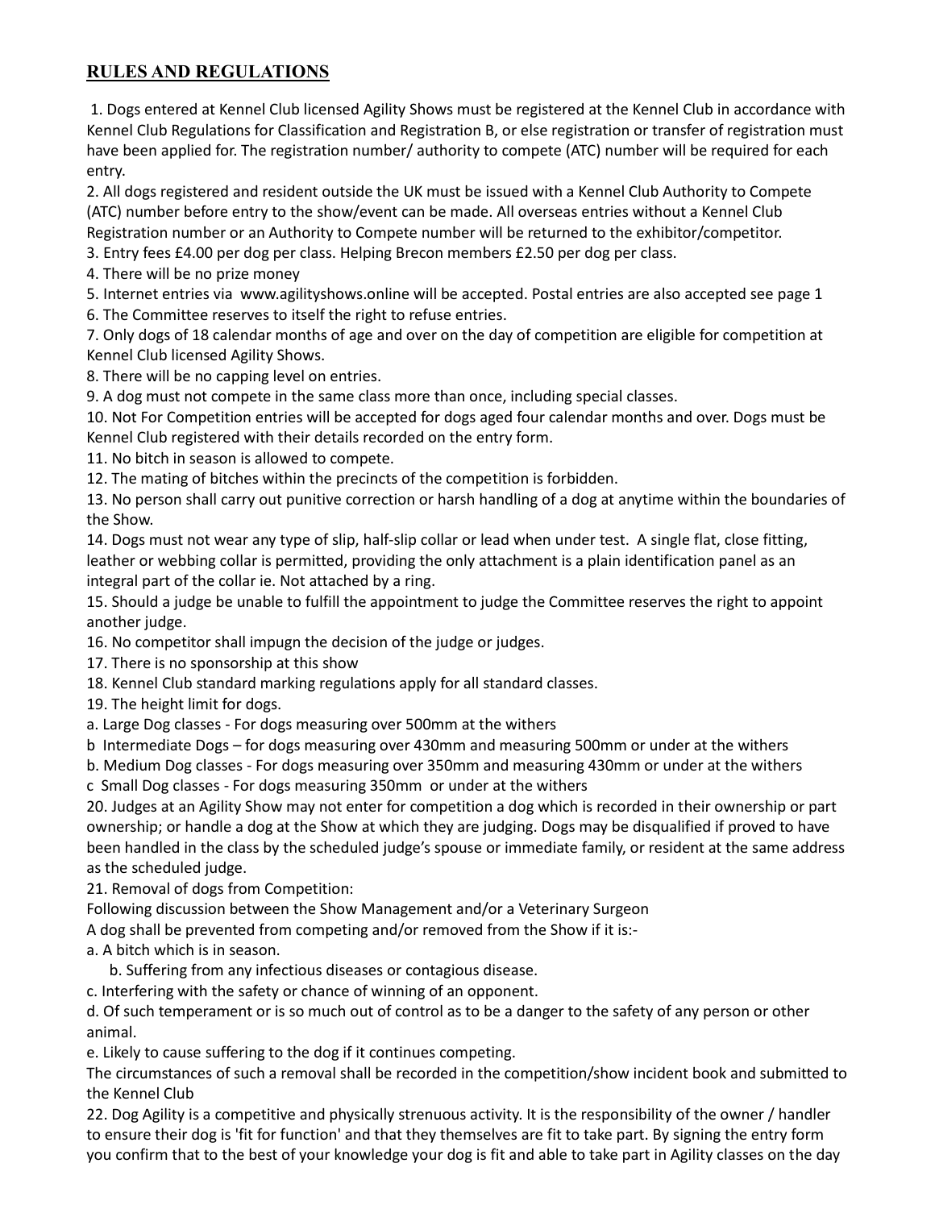## RULES AND REGULATIONS

1. Dogs entered at Kennel Club licensed Agility Shows must be registered at the Kennel Club in accordance with Kennel Club Regulations for Classification and Registration B, or else registration or transfer of registration must have been applied for. The registration number/ authority to compete (ATC) number will be required for each entry.
2. All dogs registered and resident outside the UK must be issued with a Kennel Club Authority to Compete (ATC) number before entry to the show/event can be made. All overseas entries without a Kennel Club Registration number or an Authority to Compete number will be returned to the exhibitor/competitor.
3. Entry fees £4.00 per dog per class. Helping Brecon members £2.50 per dog per class.
4. There will be no prize money
5. Internet entries via www.agilityshows.online will be accepted. Postal entries are also accepted see page 1
6. The Committee reserves to itself the right to refuse entries.
7. Only dogs of 18 calendar months of age and over on the day of competition are eligible for competition at Kennel Club licensed Agility Shows.
8. There will be no capping level on entries.
9. A dog must not compete in the same class more than once, including special classes.
10. Not For Competition entries will be accepted for dogs aged four calendar months and over. Dogs must be Kennel Club registered with their details recorded on the entry form.
11. No bitch in season is allowed to compete.
12. The mating of bitches within the precincts of the competition is forbidden.
13. No person shall carry out punitive correction or harsh handling of a dog at anytime within the boundaries of the Show.
14. Dogs must not wear any type of slip, half-slip collar or lead when under test. A single flat, close fitting, leather or webbing collar is permitted, providing the only attachment is a plain identification panel as an integral part of the collar ie. Not attached by a ring.
15. Should a judge be unable to fulfill the appointment to judge the Committee reserves the right to appoint another judge.
16. No competitor shall impugn the decision of the judge or judges.
17. There is no sponsorship at this show
18. Kennel Club standard marking regulations apply for all standard classes.
19. The height limit for dogs.

a. Large Dog classes - For dogs measuring over 500mm at the withers

b Intermediate Dogs – for dogs measuring over 430mm and measuring 500mm or under at the withers

b. Medium Dog classes - For dogs measuring over 350mm and measuring 430mm or under at the withers

c Small Dog classes - For dogs measuring 350mm or under at the withers

20. Judges at an Agility Show may not enter for competition a dog which is recorded in their ownership or part ownership; or handle a dog at the Show at which they are judging. Dogs may be disqualified if proved to have been handled in the class by the scheduled judge's spouse or immediate family, or resident at the same address as the scheduled judge.
21. Removal of dogs from Competition:

Following discussion between the Show Management and/or a Veterinary Surgeon

A dog shall be prevented from competing and/or removed from the Show if it is:-

a. A bitch which is in season.

b. Suffering from any infectious diseases or contagious disease.

c. Interfering with the safety or chance of winning of an opponent.

d. Of such temperament or is so much out of control as to be a danger to the safety of any person or other animal.

e. Likely to cause suffering to the dog if it continues competing.

The circumstances of such a removal shall be recorded in the competition/show incident book and submitted to the Kennel Club

22. Dog Agility is a competitive and physically strenuous activity. It is the responsibility of the owner / handler to ensure their dog is 'fit for function' and that they themselves are fit to take part. By signing the entry form you confirm that to the best of your knowledge your dog is fit and able to take part in Agility classes on the day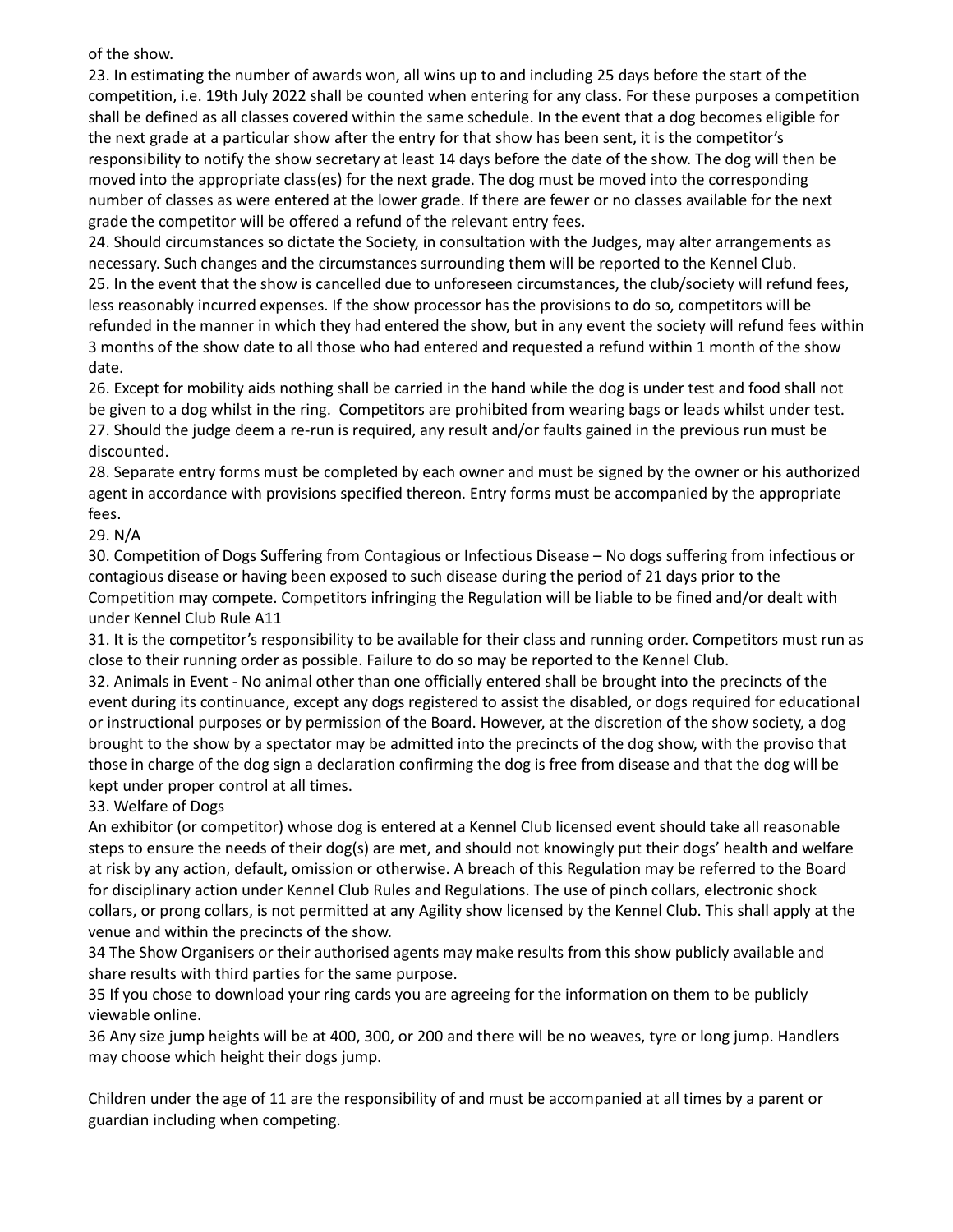of the show.

23. In estimating the number of awards won, all wins up to and including 25 days before the start of the competition, i.e. 19th July 2022 shall be counted when entering for any class. For these purposes a competition shall be defined as all classes covered within the same schedule. In the event that a dog becomes eligible for the next grade at a particular show after the entry for that show has been sent, it is the competitor's responsibility to notify the show secretary at least 14 days before the date of the show. The dog will then be moved into the appropriate class(es) for the next grade. The dog must be moved into the corresponding number of classes as were entered at the lower grade. If there are fewer or no classes available for the next grade the competitor will be offered a refund of the relevant entry fees.

24. Should circumstances so dictate the Society, in consultation with the Judges, may alter arrangements as necessary. Such changes and the circumstances surrounding them will be reported to the Kennel Club.

25. In the event that the show is cancelled due to unforeseen circumstances, the club/society will refund fees, less reasonably incurred expenses. If the show processor has the provisions to do so, competitors will be refunded in the manner in which they had entered the show, but in any event the society will refund fees within 3 months of the show date to all those who had entered and requested a refund within 1 month of the show date.

26. Except for mobility aids nothing shall be carried in the hand while the dog is under test and food shall not be given to a dog whilst in the ring. Competitors are prohibited from wearing bags or leads whilst under test.

27. Should the judge deem a re-run is required, any result and/or faults gained in the previous run must be discounted.

28. Separate entry forms must be completed by each owner and must be signed by the owner or his authorized agent in accordance with provisions specified thereon. Entry forms must be accompanied by the appropriate fees.

29. N/A

30. Competition of Dogs Suffering from Contagious or Infectious Disease – No dogs suffering from infectious or contagious disease or having been exposed to such disease during the period of 21 days prior to the Competition may compete. Competitors infringing the Regulation will be liable to be fined and/or dealt with under Kennel Club Rule A11

31. It is the competitor's responsibility to be available for their class and running order. Competitors must run as close to their running order as possible. Failure to do so may be reported to the Kennel Club.

32. Animals in Event - No animal other than one officially entered shall be brought into the precincts of the event during its continuance, except any dogs registered to assist the disabled, or dogs required for educational or instructional purposes or by permission of the Board. However, at the discretion of the show society, a dog brought to the show by a spectator may be admitted into the precincts of the dog show, with the proviso that those in charge of the dog sign a declaration confirming the dog is free from disease and that the dog will be kept under proper control at all times.

33. Welfare of Dogs

An exhibitor (or competitor) whose dog is entered at a Kennel Club licensed event should take all reasonable steps to ensure the needs of their dog(s) are met, and should not knowingly put their dogs' health and welfare at risk by any action, default, omission or otherwise. A breach of this Regulation may be referred to the Board for disciplinary action under Kennel Club Rules and Regulations. The use of pinch collars, electronic shock collars, or prong collars, is not permitted at any Agility show licensed by the Kennel Club. This shall apply at the venue and within the precincts of the show.

34 The Show Organisers or their authorised agents may make results from this show publicly available and share results with third parties for the same purpose.

35 If you chose to download your ring cards you are agreeing for the information on them to be publicly viewable online.

36 Any size jump heights will be at 400, 300, or 200 and there will be no weaves, tyre or long jump. Handlers may choose which height their dogs jump.

Children under the age of 11 are the responsibility of and must be accompanied at all times by a parent or guardian including when competing.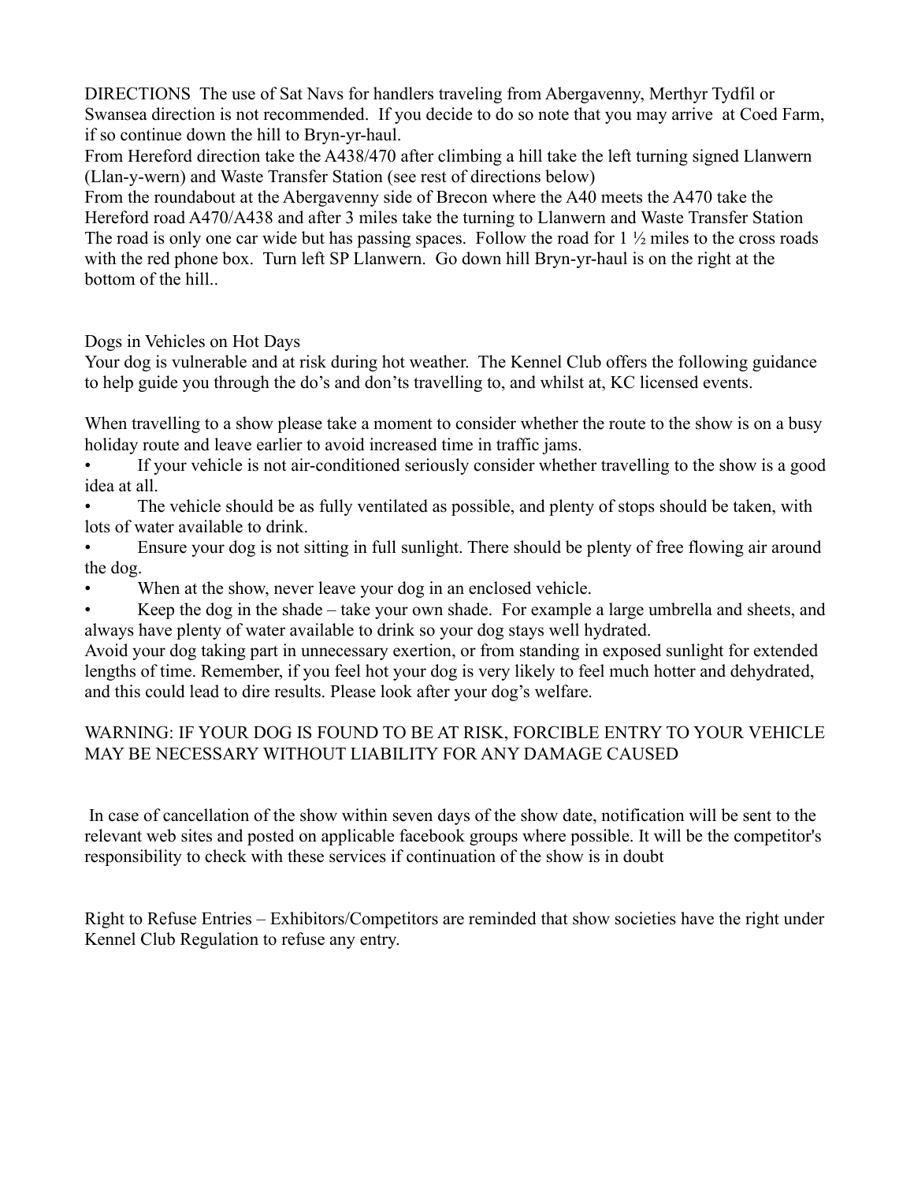DIRECTIONS The use of Sat Navs for handlers traveling from Abergavenny, Merthyr Tydfil or Swansea direction is not recommended. If you decide to do so note that you may arrive at Coed Farm, if so continue down the hill to Bryn-yr-haul.

From Hereford direction take the A438/470 after climbing a hill take the left turning signed Llanwern (Llan-y-wern) and Waste Transfer Station (see rest of directions below)

From the roundabout at the Abergavenny side of Brecon where the A40 meets the A470 take the Hereford road A470/A438 and after 3 miles take the turning to Llanwern and Waste Transfer Station The road is only one car wide but has passing spaces. Follow the road for 1 ½ miles to the cross roads with the red phone box. Turn left SP Llanwern. Go down hill Bryn-yr-haul is on the right at the bottom of the hill..

Dogs in Vehicles on Hot Days

Your dog is vulnerable and at risk during hot weather. The Kennel Club offers the following guidance to help guide you through the do's and don'ts travelling to, and whilst at, KC licensed events.

When travelling to a show please take a moment to consider whether the route to the show is on a busy holiday route and leave earlier to avoid increased time in traffic jams.

- If your vehicle is not air-conditioned seriously consider whether travelling to the show is a good idea at all.
- The vehicle should be as fully ventilated as possible, and plenty of stops should be taken, with lots of water available to drink.
- Ensure your dog is not sitting in full sunlight. There should be plenty of free flowing air around the dog.
- When at the show, never leave your dog in an enclosed vehicle.
- Keep the dog in the shade – take your own shade. For example a large umbrella and sheets, and always have plenty of water available to drink so your dog stays well hydrated.

Avoid your dog taking part in unnecessary exertion, or from standing in exposed sunlight for extended lengths of time. Remember, if you feel hot your dog is very likely to feel much hotter and dehydrated, and this could lead to dire results. Please look after your dog's welfare.

WARNING: IF YOUR DOG IS FOUND TO BE AT RISK, FORCIBLE ENTRY TO YOUR VEHICLE MAY BE NECESSARY WITHOUT LIABILITY FOR ANY DAMAGE CAUSED

In case of cancellation of the show within seven days of the show date, notification will be sent to the relevant web sites and posted on applicable facebook groups where possible. It will be the competitor's responsibility to check with these services if continuation of the show is in doubt

Right to Refuse Entries – Exhibitors/Competitors are reminded that show societies have the right under Kennel Club Regulation to refuse any entry.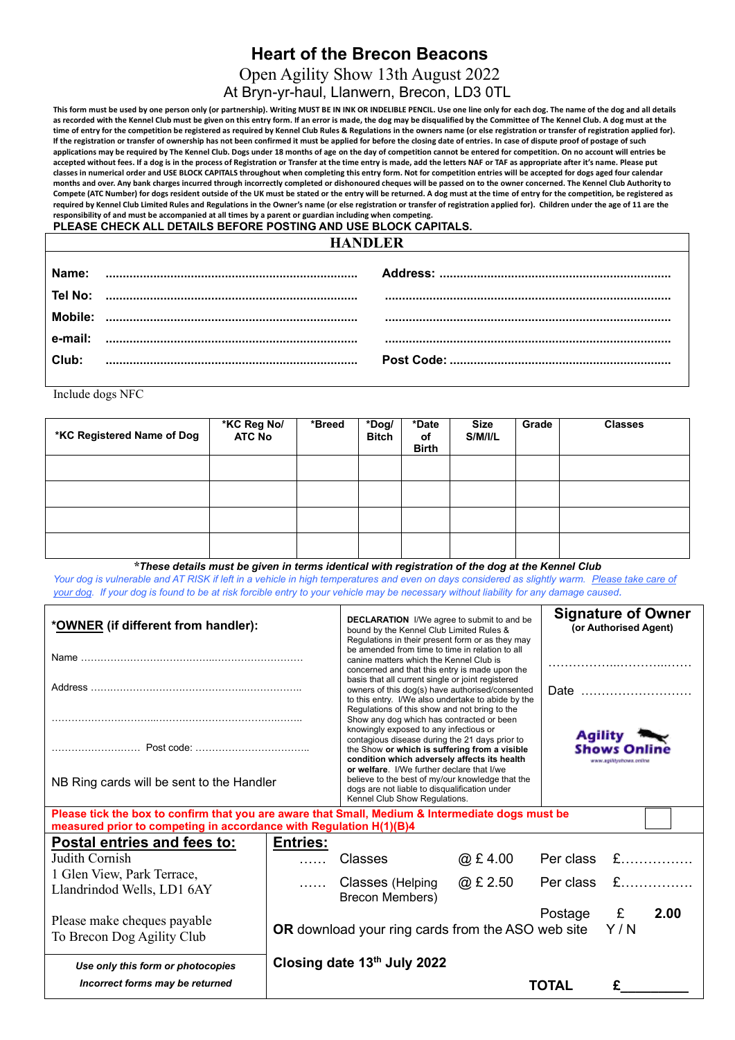# Heart of the Brecon Beacons

Open Agility Show 13th August 2022

At Bryn-yr-haul, Llanwern, Brecon, LD3 0TL

**This form must be used by one person only (or partnership). Writing MUST BE IN INK OR INDELIBLE PENCIL. Use one line only for each dog. The name of the dog and all details as recorded with the Kennel Club must be given on this entry form. If an error is made, the dog may be disqualified by the Committee of The Kennel Club. A dog must at the time of entry for the competition be registered as required by Kennel Club Rules & Regulations in the owners name (or else registration or transfer of registration applied for). If the registration or transfer of ownership has not been confirmed it must be applied for before the closing date of entries. In case of dispute proof of postage of such applications may be required by The Kennel Club. Dogs under 18 months of age on the day of competition cannot be entered for competition. On no account will entries be accepted without fees. If a dog is in the process of Registration or Transfer at the time entry is made, add the letters NAF or TAF as appropriate after it's name. Please put classes in numerical order and USE BLOCK CAPITALS throughout when completing this entry form. Not for competition entries will be accepted for dogs aged four calendar months and over. Any bank charges incurred through incorrectly completed or dishonoured cheques will be passed on to the owner concerned. The Kennel Club Authority to Compete (ATC Number) for dogs resident outside of the UK must be stated or the entry will be returned. A dog must at the time of entry for the competition, be registered as required by Kennel Club Limited Rules and Regulations in the Owner's name (or else registration or transfer of registration applied for). Children under the age of 11 are the responsibility of and must be accompanied at all times by a parent or guardian including when competing.**

**PLEASE CHECK ALL DETAILS BEFORE POSTING AND USE BLOCK CAPITALS.**

## HANDLER

**Name:** ........................................................................

**Tel No:** ........................................................................

**Mobile:** ........................................................................

**e-mail:** ........................................................................

**Club:** ........................................................................

**Address:** ..................................................................

..................................................................................

..................................................................................

**Post Code:** ...............................................................

Include dogs NFC

| *KC Registered Name of Dog | *KC Reg No/ ATC No | *Breed | *Dog/ Bitch | *Date of Birth | Size S/M/I/L | Grade | Classes |
|---|---|---|---|---|---|---|---|
| | | | | | | | |
| | | | | | | | |
| | | | | | | | |
| | | | | | | | |

***These details must be given in terms identical with registration of the dog at the Kennel Club**

*Your dog is vulnerable and AT RISK if left in a vehicle in high temperatures and even on days considered as slightly warm. Please take care of your dog. If your dog is found to be at risk forcible entry to your vehicle may be necessary without liability for any damage caused.*

**\*OWNER (if different from handler):**

Name ..................................................................

Address ..............................................................

..........................................................................

.......................... Post code: ..................................

NB Ring cards will be sent to the Handler

**DECLARATION** I/We agree to submit to and be bound by the Kennel Club Limited Rules & Regulations in their present form or as they may be amended from time to time in relation to all canine matters which the Kennel Club is concerned and that this entry is made upon the basis that all current single or joint registered owners of this dog(s) have authorised/consented to this entry. I/We also undertake to abide by the Regulations of this show and not bring to the Show any dog which has contracted or been knowingly exposed to any infectious or contagious disease during the 21 days prior to the Show **or which is suffering from a visible condition which adversely affects its health or welfare**. I/We further declare that I/we believe to the best of my/our knowledge that the dogs are not liable to disqualification under Kennel Club Show Regulations.

**Signature of Owner**
**(or Authorised Agent)**

..........................................

Date ..........................................

Agility Shows Online

**Please tick the box to confirm that you are aware that Small, Medium & Intermediate dogs must be measured prior to competing in accordance with Regulation H(1)(B)4** ☐

**Postal entries and fees to:**

Judith Cornish
1 Glen View, Park Terrace,
Llandrindod Wells, LD1 6AY

Please make cheques payable
To Brecon Dog Agility Club

**Entries:**

| | | | | |
|---|---|---|---|---|
| ...... | Classes | @ £ 4.00 | Per class | £................ |
| ...... | Classes (Helping Brecon Members) | @ £ 2.50 | Per class | £................ |
| | | | Postage | £ **2.00** |

**OR** download your ring cards from the ASO web site Y / N

***Use only this form or photocopies***

***Incorrect forms may be returned***

**Closing date 13th July 2022**

**TOTAL** £__________